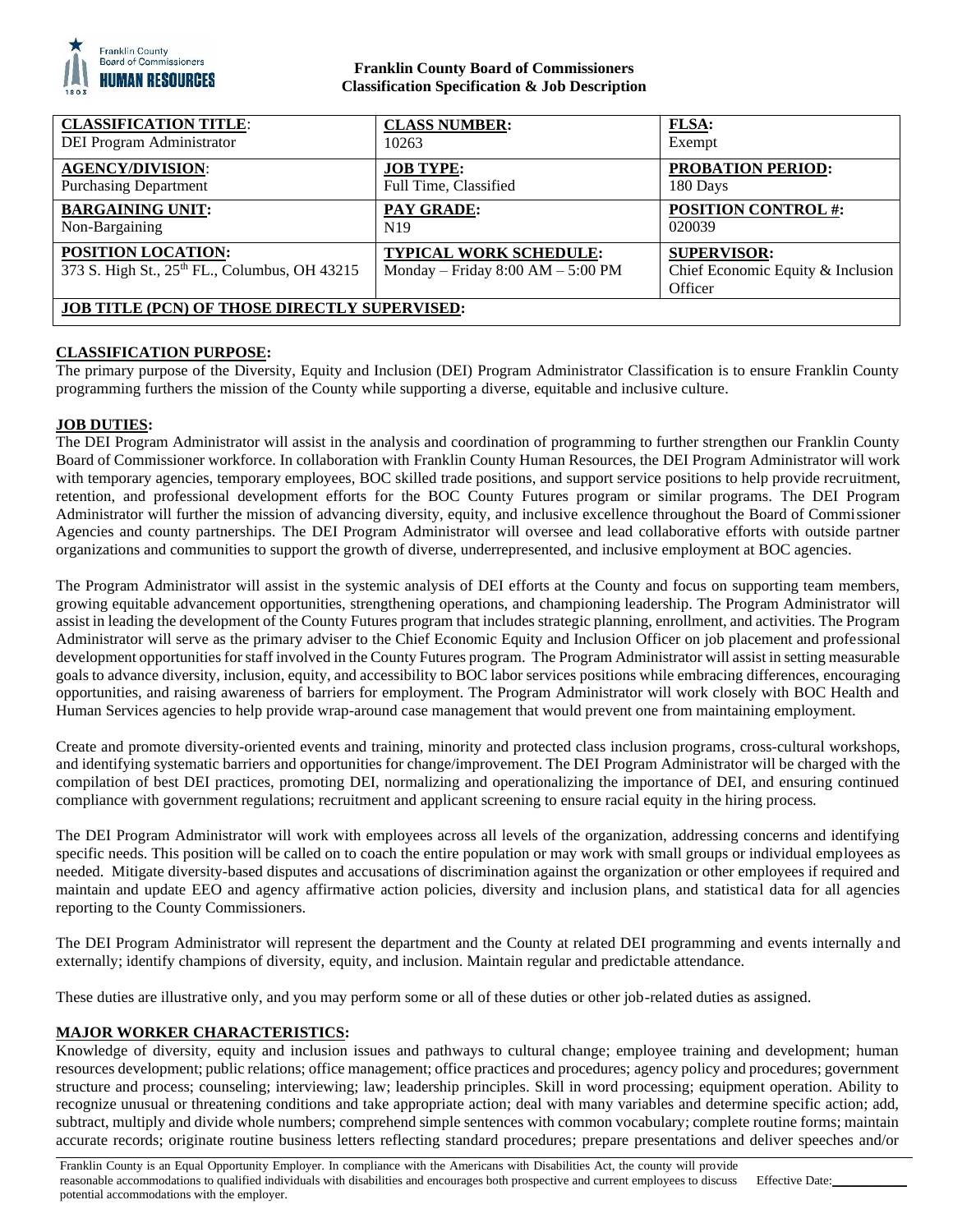**Franklin County Board of Commissioners**
**Classification Specification & Job Description**

| **CLASSIFICATION TITLE**: DEI Program Administrator | **CLASS NUMBER:** 10263 | **FLSA:** Exempt |
|---|---|---|
| **AGENCY/DIVISION**: Purchasing Department | **JOB TYPE:** Full Time, Classified | **PROBATION PERIOD:** 180 Days |
| **BARGAINING UNIT:** Non-Bargaining | **PAY GRADE:** N19 | **POSITION CONTROL #:** 020039 |
| **POSITION LOCATION:** 373 S. High St., 25th FL., Columbus, OH 43215 | **TYPICAL WORK SCHEDULE:** Monday – Friday 8:00 AM – 5:00 PM | **SUPERVISOR:** Chief Economic Equity & Inclusion Officer |
| **JOB TITLE (PCN) OF THOSE DIRECTLY SUPERVISED:** | | |

## CLASSIFICATION PURPOSE:

The primary purpose of the Diversity, Equity and Inclusion (DEI) Program Administrator Classification is to ensure Franklin County programming furthers the mission of the County while supporting a diverse, equitable and inclusive culture.

## JOB DUTIES:

The DEI Program Administrator will assist in the analysis and coordination of programming to further strengthen our Franklin County Board of Commissioner workforce. In collaboration with Franklin County Human Resources, the DEI Program Administrator will work with temporary agencies, temporary employees, BOC skilled trade positions, and support service positions to help provide recruitment, retention, and professional development efforts for the BOC County Futures program or similar programs. The DEI Program Administrator will further the mission of advancing diversity, equity, and inclusive excellence throughout the Board of Commissioner Agencies and county partnerships. The DEI Program Administrator will oversee and lead collaborative efforts with outside partner organizations and communities to support the growth of diverse, underrepresented, and inclusive employment at BOC agencies.

The Program Administrator will assist in the systemic analysis of DEI efforts at the County and focus on supporting team members, growing equitable advancement opportunities, strengthening operations, and championing leadership. The Program Administrator will assist in leading the development of the County Futures program that includes strategic planning, enrollment, and activities. The Program Administrator will serve as the primary adviser to the Chief Economic Equity and Inclusion Officer on job placement and professional development opportunities for staff involved in the County Futures program. The Program Administrator will assist in setting measurable goals to advance diversity, inclusion, equity, and accessibility to BOC labor services positions while embracing differences, encouraging opportunities, and raising awareness of barriers for employment. The Program Administrator will work closely with BOC Health and Human Services agencies to help provide wrap-around case management that would prevent one from maintaining employment.

Create and promote diversity-oriented events and training, minority and protected class inclusion programs, cross-cultural workshops, and identifying systematic barriers and opportunities for change/improvement. The DEI Program Administrator will be charged with the compilation of best DEI practices, promoting DEI, normalizing and operationalizing the importance of DEI, and ensuring continued compliance with government regulations; recruitment and applicant screening to ensure racial equity in the hiring process.

The DEI Program Administrator will work with employees across all levels of the organization, addressing concerns and identifying specific needs. This position will be called on to coach the entire population or may work with small groups or individual employees as needed. Mitigate diversity-based disputes and accusations of discrimination against the organization or other employees if required and maintain and update EEO and agency affirmative action policies, diversity and inclusion plans, and statistical data for all agencies reporting to the County Commissioners.

The DEI Program Administrator will represent the department and the County at related DEI programming and events internally and externally; identify champions of diversity, equity, and inclusion. Maintain regular and predictable attendance.

These duties are illustrative only, and you may perform some or all of these duties or other job-related duties as assigned.

## MAJOR WORKER CHARACTERISTICS:

Knowledge of diversity, equity and inclusion issues and pathways to cultural change; employee training and development; human resources development; public relations; office management; office practices and procedures; agency policy and procedures; government structure and process; counseling; interviewing; law; leadership principles. Skill in word processing; equipment operation. Ability to recognize unusual or threatening conditions and take appropriate action; deal with many variables and determine specific action; add, subtract, multiply and divide whole numbers; comprehend simple sentences with common vocabulary; complete routine forms; maintain accurate records; originate routine business letters reflecting standard procedures; prepare presentations and deliver speeches and/or

Franklin County is an Equal Opportunity Employer. In compliance with the Americans with Disabilities Act, the county will provide reasonable accommodations to qualified individuals with disabilities and encourages both prospective and current employees to discuss potential accommodations with the employer. Effective Date:\_\_\_\_\_\_\_\_\_\_\_\_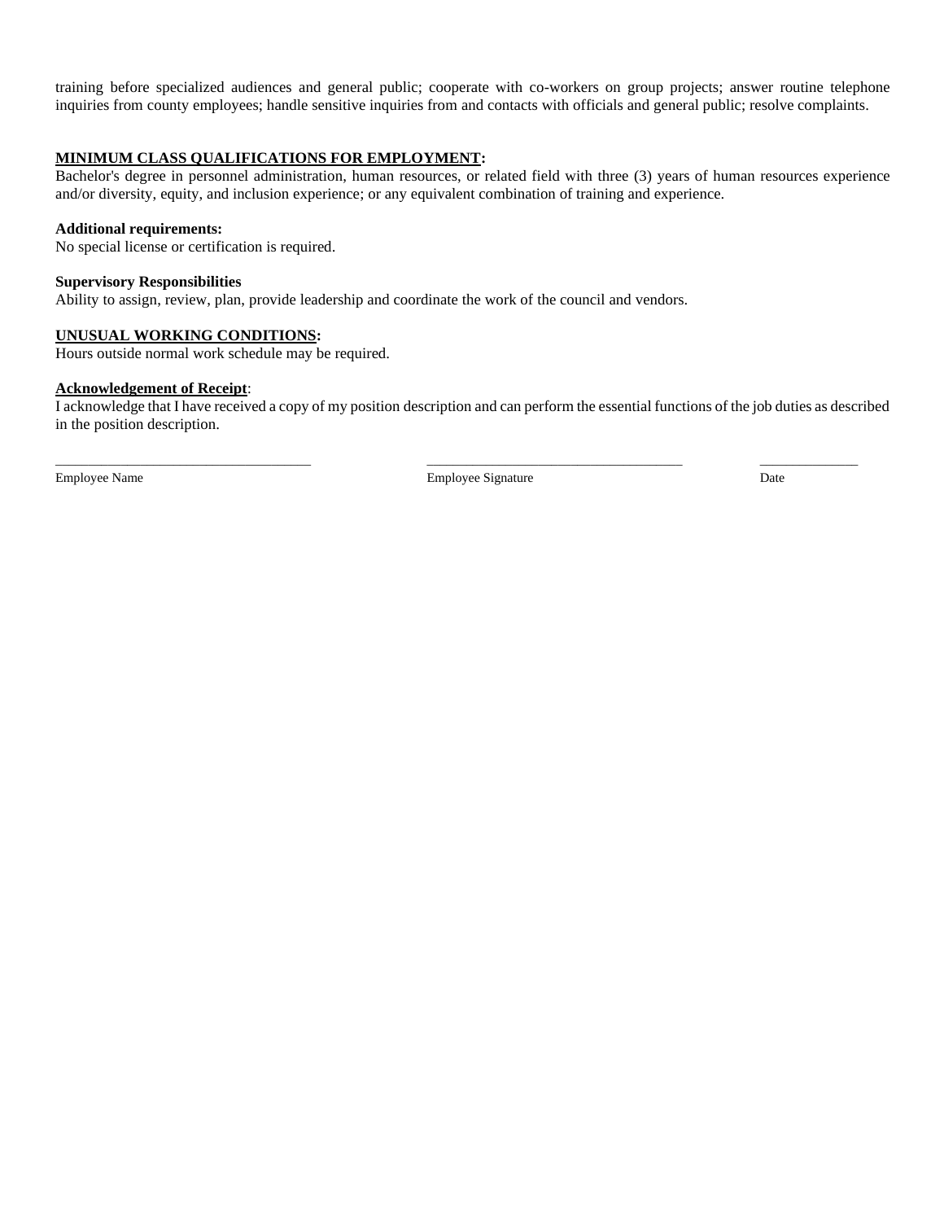training before specialized audiences and general public; cooperate with co-workers on group projects; answer routine telephone inquiries from county employees; handle sensitive inquiries from and contacts with officials and general public; resolve complaints.

**MINIMUM CLASS QUALIFICATIONS FOR EMPLOYMENT:**

Bachelor's degree in personnel administration, human resources, or related field with three (3) years of human resources experience and/or diversity, equity, and inclusion experience; or any equivalent combination of training and experience.

**Additional requirements:**

No special license or certification is required.

**Supervisory Responsibilities**

Ability to assign, review, plan, provide leadership and coordinate the work of the council and vendors.

**UNUSUAL WORKING CONDITIONS:**

Hours outside normal work schedule may be required.

**Acknowledgement of Receipt**:

I acknowledge that I have received a copy of my position description and can perform the essential functions of the job duties as described in the position description.

| | | |
|---|---|---|
| ___________________________________ | ___________________________________ | ______________ |
| Employee Name | Employee Signature | Date |